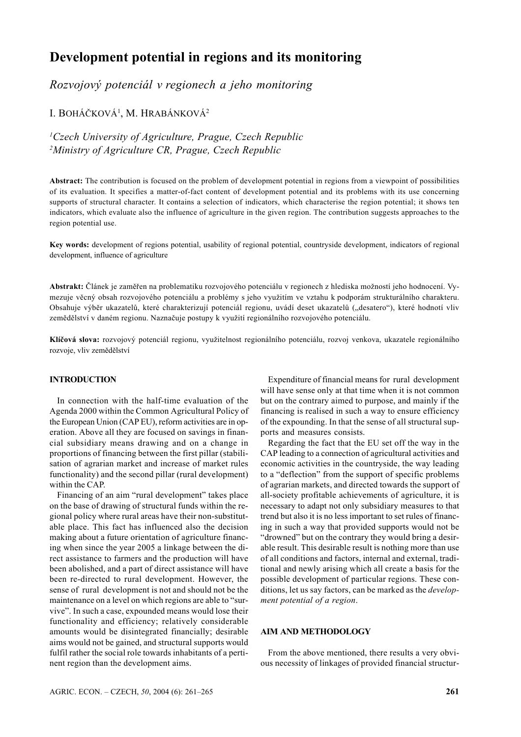# Development potential in regions and its monitoring

*Rozvojový potenciál v regionech a jeho monitoring*

I. Boháčková[1], M. Hrabánková[2]

[1]*Czech University of Agriculture, Prague, Czech Republic*
[2]*Ministry of Agriculture CR, Prague, Czech Republic*

**Abstract:** The contribution is focused on the problem of development potential in regions from a viewpoint of possibilities of its evaluation. It specifies a matter-of-fact content of development potential and its problems with its use concerning supports of structural character. It contains a selection of indicators, which characterise the region potential; it shows ten indicators, which evaluate also the influence of agriculture in the given region. The contribution suggests approaches to the region potential use.

**Key words:** development of regions potential, usability of regional potential, countryside development, indicators of regional development, influence of agriculture

**Abstrakt:** Článek je zaměřen na problematiku rozvojového potenciálu v regionech z hlediska možností jeho hodnocení. Vymezuje věcný obsah rozvojového potenciálu a problémy s jeho využitím ve vztahu k podporám strukturálního charakteru. Obsahuje výběr ukazatelů, které charakterizují potenciál regionu, uvádí deset ukazatelů („desatero"), které hodnotí vliv zemědělství v daném regionu. Naznačuje postupy k využití regionálního rozvojového potenciálu.

**Klíčová slova:** rozvojový potenciál regionu, využitelnost regionálního potenciálu, rozvoj venkova, ukazatele regionálního rozvoje, vliv zemědělství

## INTRODUCTION

In connection with the half-time evaluation of the Agenda 2000 within the Common Agricultural Policy of the European Union (CAP EU), reform activities are in operation. Above all they are focused on savings in financial subsidiary means drawing and on a change in proportions of financing between the first pillar (stabilisation of agrarian market and increase of market rules functionality) and the second pillar (rural development) within the CAP.

Financing of an aim "rural development" takes place on the base of drawing of structural funds within the regional policy where rural areas have their non-substitutable place. This fact has influenced also the decision making about a future orientation of agriculture financing when since the year 2005 a linkage between the direct assistance to farmers and the production will have been abolished, and a part of direct assistance will have been re-directed to rural development. However, the sense of rural development is not and should not be the maintenance on a level on which regions are able to "survive". In such a case, expounded means would lose their functionality and efficiency; relatively considerable amounts would be disintegrated financially; desirable aims would not be gained, and structural supports would fulfil rather the social role towards inhabitants of a pertinent region than the development aims.

Expenditure of financial means for rural development will have sense only at that time when it is not common but on the contrary aimed to purpose, and mainly if the financing is realised in such a way to ensure efficiency of the expounding. In that the sense of all structural supports and measures consists.

Regarding the fact that the EU set off the way in the CAP leading to a connection of agricultural activities and economic activities in the countryside, the way leading to a "deflection" from the support of specific problems of agrarian markets, and directed towards the support of all-society profitable achievements of agriculture, it is necessary to adapt not only subsidiary measures to that trend but also it is no less important to set rules of financing in such a way that provided supports would not be "drowned" but on the contrary they would bring a desirable result. This desirable result is nothing more than use of all conditions and factors, internal and external, traditional and newly arising which all create a basis for the possible development of particular regions. These conditions, let us say factors, can be marked as the *development potential of a region*.

## AIM AND METHODOLOGY

From the above mentioned, there results a very obvious necessity of linkages of provided financial structur-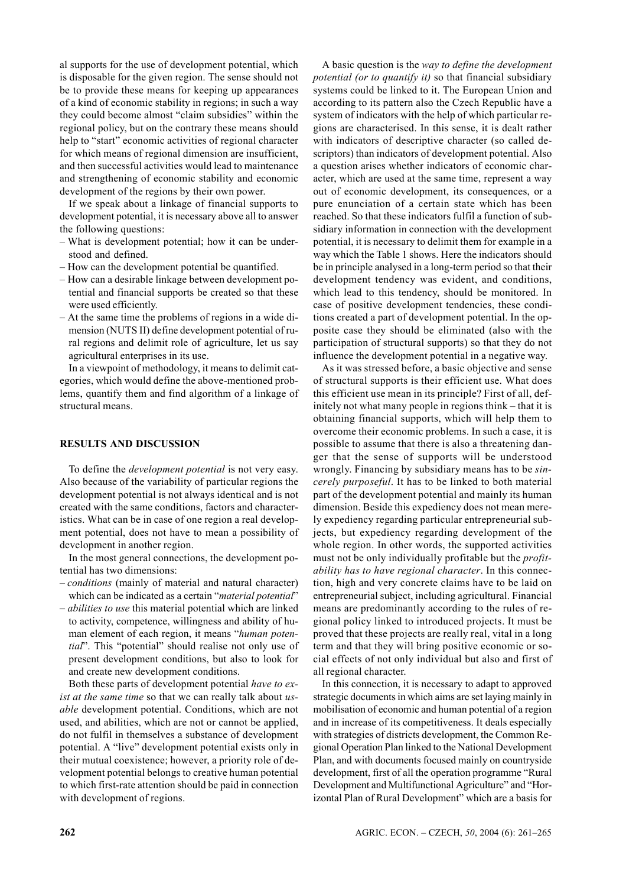al supports for the use of development potential, which is disposable for the given region. The sense should not be to provide these means for keeping up appearances of a kind of economic stability in regions; in such a way they could become almost "claim subsidies" within the regional policy, but on the contrary these means should help to "start" economic activities of regional character for which means of regional dimension are insufficient, and then successful activities would lead to maintenance and strengthening of economic stability and economic development of the regions by their own power.

If we speak about a linkage of financial supports to development potential, it is necessary above all to answer the following questions:

- What is development potential; how it can be understood and defined.
- How can the development potential be quantified.
- How can a desirable linkage between development potential and financial supports be created so that these were used efficiently.
- At the same time the problems of regions in a wide dimension (NUTS II) define development potential of rural regions and delimit role of agriculture, let us say agricultural enterprises in its use.

In a viewpoint of methodology, it means to delimit categories, which would define the above-mentioned problems, quantify them and find algorithm of a linkage of structural means.

## RESULTS AND DISCUSSION

To define the *development potential* is not very easy. Also because of the variability of particular regions the development potential is not always identical and is not created with the same conditions, factors and characteristics. What can be in case of one region a real development potential, does not have to mean a possibility of development in another region.

In the most general connections, the development potential has two dimensions:

- *conditions* (mainly of material and natural character) which can be indicated as a certain "*material potential*"
- *abilities to use* this material potential which are linked to activity, competence, willingness and ability of human element of each region, it means "*human potential*". This "potential" should realise not only use of present development conditions, but also to look for and create new development conditions.

Both these parts of development potential *have to exist at the same time* so that we can really talk about *usable* development potential. Conditions, which are not used, and abilities, which are not or cannot be applied, do not fulfil in themselves a substance of development potential. A "live" development potential exists only in their mutual coexistence; however, a priority role of development potential belongs to creative human potential to which first-rate attention should be paid in connection with development of regions.

A basic question is the *way to define the development potential (or to quantify it)* so that financial subsidiary systems could be linked to it. The European Union and according to its pattern also the Czech Republic have a system of indicators with the help of which particular regions are characterised. In this sense, it is dealt rather with indicators of descriptive character (so called descriptors) than indicators of development potential. Also a question arises whether indicators of economic character, which are used at the same time, represent a way out of economic development, its consequences, or a pure enunciation of a certain state which has been reached. So that these indicators fulfil a function of subsidiary information in connection with the development potential, it is necessary to delimit them for example in a way which the Table 1 shows. Here the indicators should be in principle analysed in a long-term period so that their development tendency was evident, and conditions, which lead to this tendency, should be monitored. In case of positive development tendencies, these conditions created a part of development potential. In the opposite case they should be eliminated (also with the participation of structural supports) so that they do not influence the development potential in a negative way.

As it was stressed before, a basic objective and sense of structural supports is their efficient use. What does this efficient use mean in its principle? First of all, definitely not what many people in regions think – that it is obtaining financial supports, which will help them to overcome their economic problems. In such a case, it is possible to assume that there is also a threatening danger that the sense of supports will be understood wrongly. Financing by subsidiary means has to be *sincerely purposeful*. It has to be linked to both material part of the development potential and mainly its human dimension. Beside this expediency does not mean merely expediency regarding particular entrepreneurial subjects, but expediency regarding development of the whole region. In other words, the supported activities must not be only individually profitable but the *profitability has to have regional character*. In this connection, high and very concrete claims have to be laid on entrepreneurial subject, including agricultural. Financial means are predominantly according to the rules of regional policy linked to introduced projects. It must be proved that these projects are really real, vital in a long term and that they will bring positive economic or social effects of not only individual but also and first of all regional character.

In this connection, it is necessary to adapt to approved strategic documents in which aims are set laying mainly in mobilisation of economic and human potential of a region and in increase of its competitiveness. It deals especially with strategies of districts development, the Common Regional Operation Plan linked to the National Development Plan, and with documents focused mainly on countryside development, first of all the operation programme "Rural Development and Multifunctional Agriculture" and "Horizontal Plan of Rural Development" which are a basis for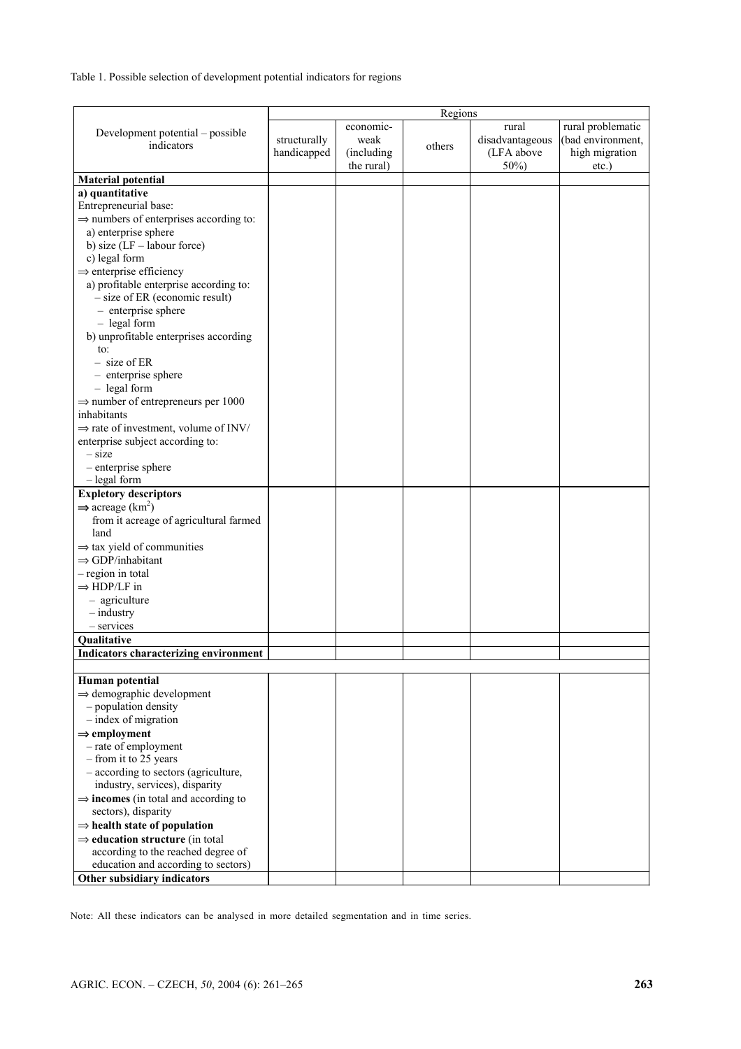Table 1. Possible selection of development potential indicators for regions

| Development potential – possible indicators | Regions | | | | |
|---|---|---|---|---|---|
| | structurally handicapped | economic-weak (including the rural) | others | rural disadvantageous (LFA above 50%) | rural problematic (bad environment, high migration etc.) |
| **Material potential** | | | | | |
| **a) quantitative**<br>Entrepreneurial base:<br>⇒ numbers of enterprises according to:<br>a) enterprise sphere<br>b) size (LF – labour force)<br>c) legal form<br>⇒ enterprise efficiency<br>a) profitable enterprise according to:<br>– size of ER (economic result)<br>– enterprise sphere<br>– legal form<br>b) unprofitable enterprises according to:<br>– size of ER<br>– enterprise sphere<br>– legal form<br>⇒ number of entrepreneurs per 1000 inhabitants<br>⇒ rate of investment, volume of INV/ enterprise subject according to:<br>– size<br>– enterprise sphere<br>– legal form | | | | | |
| **Expletory descriptors**<br>⇒ acreage (km$^2$)<br>from it acreage of agricultural farmed land<br>⇒ tax yield of communities<br>⇒ GDP/inhabitant<br>– region in total<br>⇒ HDP/LF in<br>– agriculture<br>– industry<br>– services | | | | | |
| **Qualitative** | | | | | |
| **Indicators characterizing environment** | | | | | |
| | | | | | |
| **Human potential**<br>⇒ demographic development<br>– population density<br>– index of migration<br>⇒ **employment**<br>– rate of employment<br>– from it to 25 years<br>– according to sectors (agriculture, industry, services), disparity<br>⇒ **incomes** (in total and according to sectors), disparity<br>⇒ **health state of population**<br>⇒ **education structure** (in total according to the reached degree of education and according to sectors) | | | | | |
| **Other subsidiary indicators** | | | | | |

Note: All these indicators can be analysed in more detailed segmentation and in time series.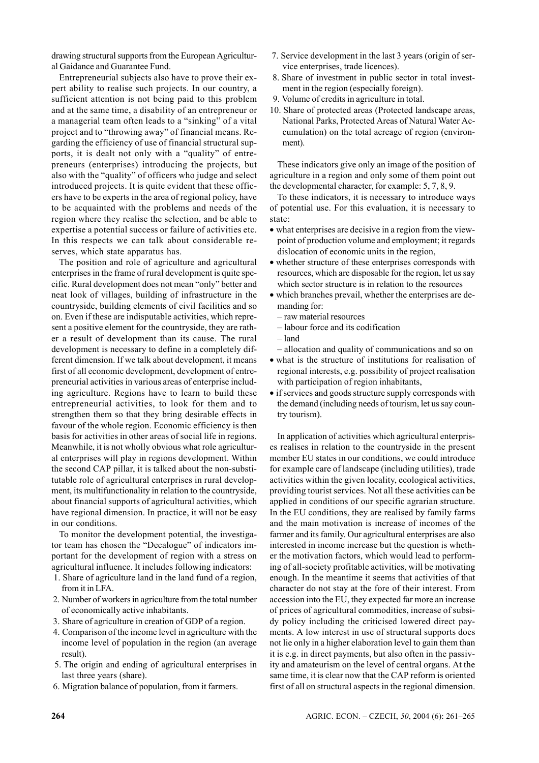drawing structural supports from the European Agricultural Gaidance and Guarantee Fund.

Entrepreneurial subjects also have to prove their expert ability to realise such projects. In our country, a sufficient attention is not being paid to this problem and at the same time, a disability of an entrepreneur or a managerial team often leads to a "sinking" of a vital project and to "throwing away" of financial means. Regarding the efficiency of use of financial structural supports, it is dealt not only with a "quality" of entrepreneurs (enterprises) introducing the projects, but also with the "quality" of officers who judge and select introduced projects. It is quite evident that these officers have to be experts in the area of regional policy, have to be acquainted with the problems and needs of the region where they realise the selection, and be able to expertise a potential success or failure of activities etc. In this respects we can talk about considerable reserves, which state apparatus has.

The position and role of agriculture and agricultural enterprises in the frame of rural development is quite specific. Rural development does not mean "only" better and neat look of villages, building of infrastructure in the countryside, building elements of civil facilities and so on. Even if these are indisputable activities, which represent a positive element for the countryside, they are rather a result of development than its cause. The rural development is necessary to define in a completely different dimension. If we talk about development, it means first of all economic development, development of entrepreneurial activities in various areas of enterprise including agriculture. Regions have to learn to build these entrepreneurial activities, to look for them and to strengthen them so that they bring desirable effects in favour of the whole region. Economic efficiency is then basis for activities in other areas of social life in regions. Meanwhile, it is not wholly obvious what role agricultural enterprises will play in regions development. Within the second CAP pillar, it is talked about the non-substitutable role of agricultural enterprises in rural development, its multifunctionality in relation to the countryside, about financial supports of agricultural activities, which have regional dimension. In practice, it will not be easy in our conditions.

To monitor the development potential, the investigator team has chosen the "Decalogue" of indicators important for the development of region with a stress on agricultural influence. It includes following indicators:

1. Share of agriculture land in the land fund of a region, from it in LFA.
2. Number of workers in agriculture from the total number of economically active inhabitants.
3. Share of agriculture in creation of GDP of a region.
4. Comparison of the income level in agriculture with the income level of population in the region (an average result).
5. The origin and ending of agricultural enterprises in last three years (share).
6. Migration balance of population, from it farmers.
7. Service development in the last 3 years (origin of service enterprises, trade licences).
8. Share of investment in public sector in total investment in the region (especially foreign).
9. Volume of credits in agriculture in total.
10. Share of protected areas (Protected landscape areas, National Parks, Protected Areas of Natural Water Accumulation) on the total acreage of region (environment).

These indicators give only an image of the position of agriculture in a region and only some of them point out the developmental character, for example: 5, 7, 8, 9.

To these indicators, it is necessary to introduce ways of potential use. For this evaluation, it is necessary to state:

- what enterprises are decisive in a region from the viewpoint of production volume and employment; it regards dislocation of economic units in the region,
- whether structure of these enterprises corresponds with resources, which are disposable for the region, let us say which sector structure is in relation to the resources
- which branches prevail, whether the enterprises are demanding for:
  - raw material resources
  - labour force and its codification
  - land
  - allocation and quality of communications and so on
- what is the structure of institutions for realisation of regional interests, e.g. possibility of project realisation with participation of region inhabitants,
- if services and goods structure supply corresponds with the demand (including needs of tourism, let us say country tourism).

In application of activities which agricultural enterprises realises in relation to the countryside in the present member EU states in our conditions, we could introduce for example care of landscape (including utilities), trade activities within the given locality, ecological activities, providing tourist services. Not all these activities can be applied in conditions of our specific agrarian structure. In the EU conditions, they are realised by family farms and the main motivation is increase of incomes of the farmer and its family. Our agricultural enterprises are also interested in income increase but the question is whether the motivation factors, which would lead to performing of all-society profitable activities, will be motivating enough. In the meantime it seems that activities of that character do not stay at the fore of their interest. From accession into the EU, they expected far more an increase of prices of agricultural commodities, increase of subsidy policy including the criticised lowered direct payments. A low interest in use of structural supports does not lie only in a higher elaboration level to gain them than it is e.g. in direct payments, but also often in the passivity and amateurism on the level of central organs. At the same time, it is clear now that the CAP reform is oriented first of all on structural aspects in the regional dimension.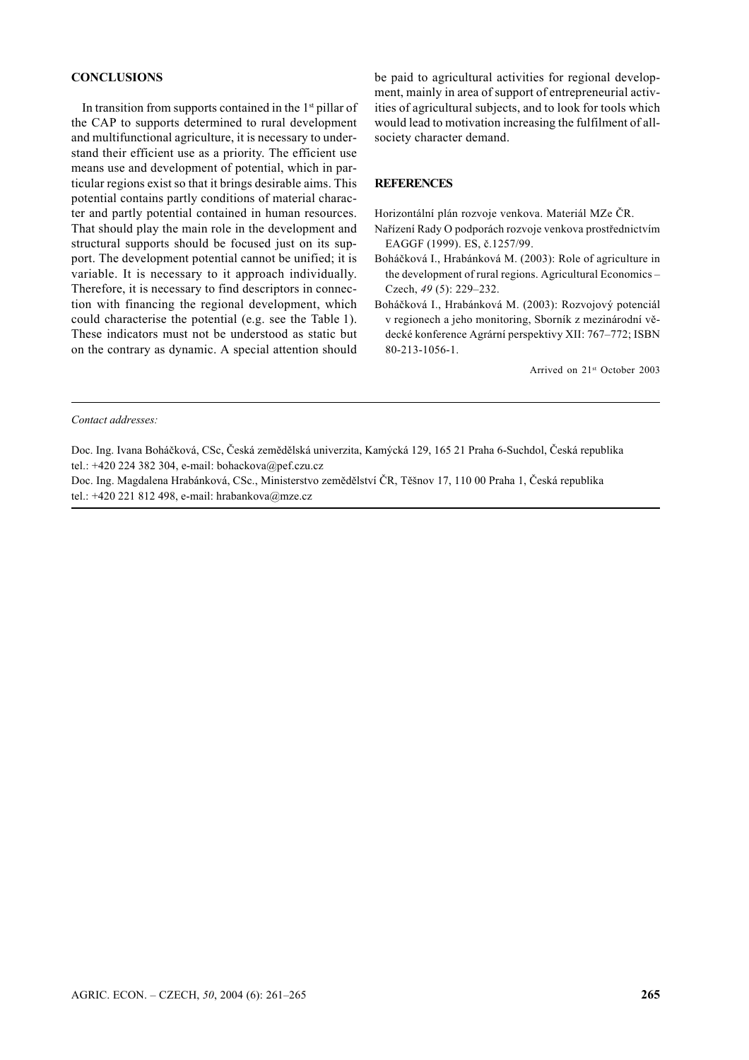## CONCLUSIONS

In transition from supports contained in the 1st pillar of the CAP to supports determined to rural development and multifunctional agriculture, it is necessary to understand their efficient use as a priority. The efficient use means use and development of potential, which in particular regions exist so that it brings desirable aims. This potential contains partly conditions of material character and partly potential contained in human resources. That should play the main role in the development and structural supports should be focused just on its support. The development potential cannot be unified; it is variable. It is necessary to it approach individually. Therefore, it is necessary to find descriptors in connection with financing the regional development, which could characterise the potential (e.g. see the Table 1). These indicators must not be understood as static but on the contrary as dynamic. A special attention should be paid to agricultural activities for regional development, mainly in area of support of entrepreneurial activities of agricultural subjects, and to look for tools which would lead to motivation increasing the fulfilment of all-society character demand.

## REFERENCES

Horizontální plán rozvoje venkova. Materiál MZe ČR.

Nařízení Rady O podporách rozvoje venkova prostřednictvím EAGGF (1999). ES, č.1257/99.

Boháčková I., Hrabánková M. (2003): Role of agriculture in the development of rural regions. Agricultural Economics – Czech, *49* (5): 229–232.

Boháčková I., Hrabánková M. (2003): Rozvojový potenciál v regionech a jeho monitoring, Sborník z mezinárodní vědecké konference Agrární perspektivy XII: 767–772; ISBN 80-213-1056-1.

Arrived on 21st October 2003

*Contact addresses:*

Doc. Ing. Ivana Boháčková, CSc, Česká zemědělská univerzita, Kamýcká 129, 165 21 Praha 6-Suchdol, Česká republika
tel.: +420 224 382 304, e-mail: bohackova@pef.czu.cz

Doc. Ing. Magdalena Hrabánková, CSc., Ministerstvo zemědělství ČR, Těšnov 17, 110 00 Praha 1, Česká republika
tel.: +420 221 812 498, e-mail: hrabankova@mze.cz